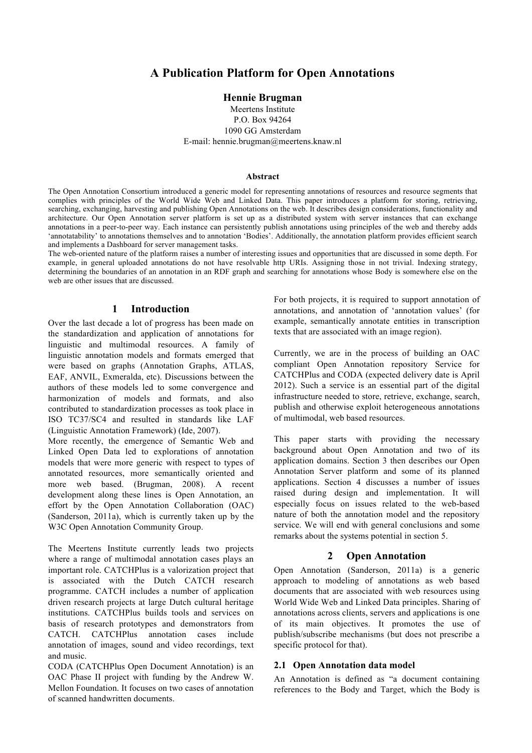# A Publication Platform for Open Annotations

**Hennie Brugman**

Meertens Institute
P.O. Box 94264
1090 GG Amsterdam
E-mail: hennie.brugman@meertens.knaw.nl

### Abstract

The Open Annotation Consortium introduced a generic model for representing annotations of resources and resource segments that complies with principles of the World Wide Web and Linked Data. This paper introduces a platform for storing, retrieving, searching, exchanging, harvesting and publishing Open Annotations on the web. It describes design considerations, functionality and architecture. Our Open Annotation server platform is set up as a distributed system with server instances that can exchange annotations in a peer-to-peer way. Each instance can persistently publish annotations using principles of the web and thereby adds 'annotatability' to annotations themselves and to annotation 'Bodies'. Additionally, the annotation platform provides efficient search and implements a Dashboard for server management tasks.
The web-oriented nature of the platform raises a number of interesting issues and opportunities that are discussed in some depth. For example, in general uploaded annotations do not have resolvable http URIs. Assigning those in not trivial. Indexing strategy, determining the boundaries of an annotation in an RDF graph and searching for annotations whose Body is somewhere else on the web are other issues that are discussed.

## 1 Introduction

Over the last decade a lot of progress has been made on the standardization and application of annotations for linguistic and multimodal resources. A family of linguistic annotation models and formats emerged that were based on graphs (Annotation Graphs, ATLAS, EAF, ANVIL, Exmeralda, etc). Discussions between the authors of these models led to some convergence and harmonization of models and formats, and also contributed to standardization processes as took place in ISO TC37/SC4 and resulted in standards like LAF (Linguistic Annotation Framework) (Ide, 2007).
More recently, the emergence of Semantic Web and Linked Open Data led to explorations of annotation models that were more generic with respect to types of annotated resources, more semantically oriented and more web based. (Brugman, 2008). A recent development along these lines is Open Annotation, an effort by the Open Annotation Collaboration (OAC) (Sanderson, 2011a), which is currently taken up by the W3C Open Annotation Community Group.

The Meertens Institute currently leads two projects where a range of multimodal annotation cases plays an important role. CATCHPlus is a valorization project that is associated with the Dutch CATCH research programme. CATCH includes a number of application driven research projects at large Dutch cultural heritage institutions. CATCHPlus builds tools and services on basis of research prototypes and demonstrators from CATCH. CATCHPlus annotation cases include annotation of images, sound and video recordings, text and music.
CODA (CATCHPlus Open Document Annotation) is an OAC Phase II project with funding by the Andrew W. Mellon Foundation. It focuses on two cases of annotation of scanned handwritten documents.

For both projects, it is required to support annotation of annotations, and annotation of 'annotation values' (for example, semantically annotate entities in transcription texts that are associated with an image region).

Currently, we are in the process of building an OAC compliant Open Annotation repository Service for CATCHPlus and CODA (expected delivery date is April 2012). Such a service is an essential part of the digital infrastructure needed to store, retrieve, exchange, search, publish and otherwise exploit heterogeneous annotations of multimodal, web based resources.

This paper starts with providing the necessary background about Open Annotation and two of its application domains. Section 3 then describes our Open Annotation Server platform and some of its planned applications. Section 4 discusses a number of issues raised during design and implementation. It will especially focus on issues related to the web-based nature of both the annotation model and the repository service. We will end with general conclusions and some remarks about the systems potential in section 5.

## 2 Open Annotation

Open Annotation (Sanderson, 2011a) is a generic approach to modeling of annotations as web based documents that are associated with web resources using World Wide Web and Linked Data principles. Sharing of annotations across clients, servers and applications is one of its main objectives. It promotes the use of publish/subscribe mechanisms (but does not prescribe a specific protocol for that).

### 2.1 Open Annotation data model

An Annotation is defined as "a document containing references to the Body and Target, which the Body is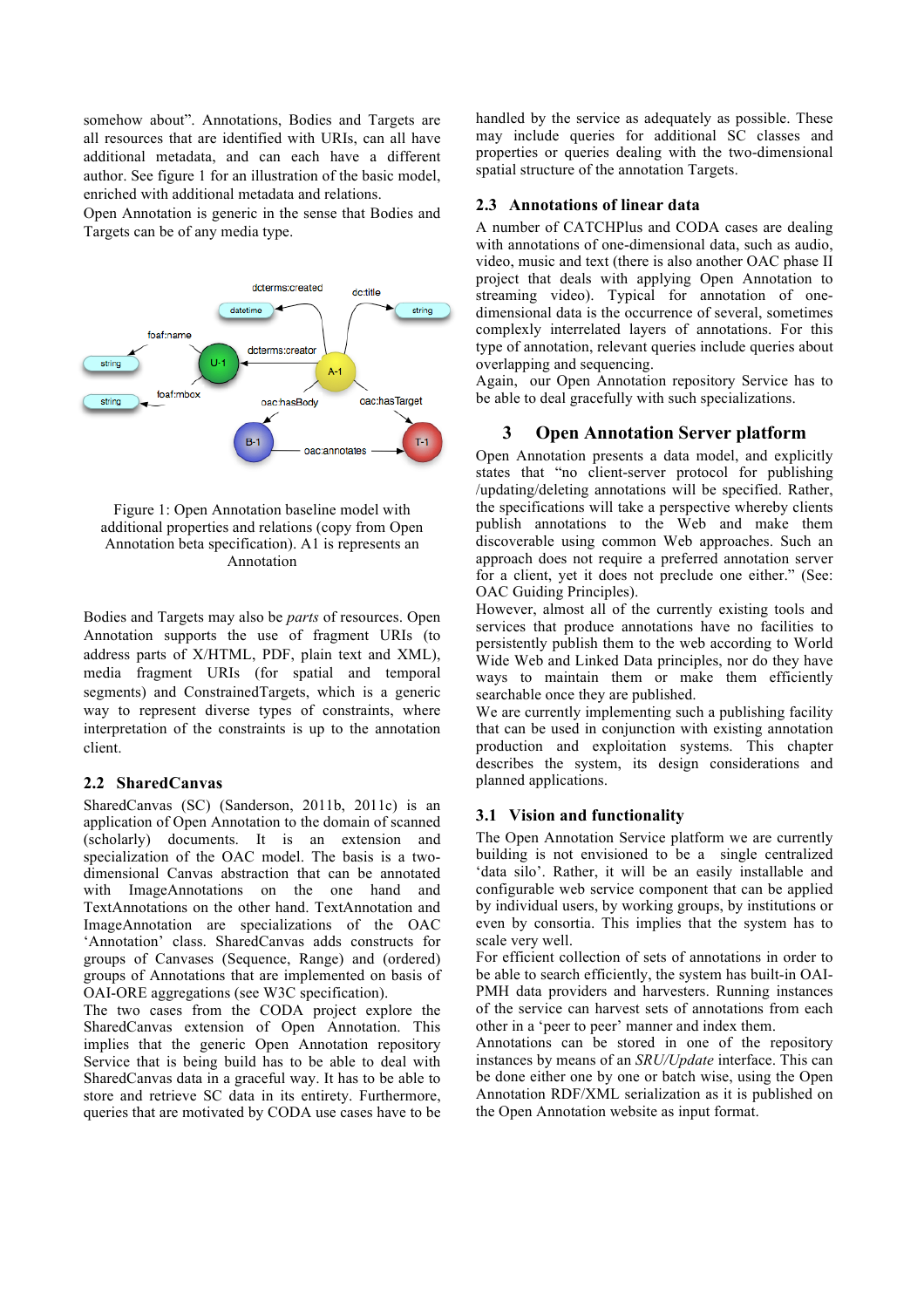somehow about". Annotations, Bodies and Targets are all resources that are identified with URIs, can all have additional metadata, and can each have a different author. See figure 1 for an illustration of the basic model, enriched with additional metadata and relations.

Open Annotation is generic in the sense that Bodies and Targets can be of any media type.

Figure 1: Open Annotation baseline model with additional properties and relations (copy from Open Annotation beta specification). A1 is represents an Annotation

Bodies and Targets may also be *parts* of resources. Open Annotation supports the use of fragment URIs (to address parts of X/HTML, PDF, plain text and XML), media fragment URIs (for spatial and temporal segments) and ConstrainedTargets, which is a generic way to represent diverse types of constraints, where interpretation of the constraints is up to the annotation client.

### 2.2 SharedCanvas

SharedCanvas (SC) (Sanderson, 2011b, 2011c) is an application of Open Annotation to the domain of scanned (scholarly) documents. It is an extension and specialization of the OAC model. The basis is a two-dimensional Canvas abstraction that can be annotated with ImageAnnotations on the one hand and TextAnnotations on the other hand. TextAnnotation and ImageAnnotation are specializations of the OAC 'Annotation' class. SharedCanvas adds constructs for groups of Canvases (Sequence, Range) and (ordered) groups of Annotations that are implemented on basis of OAI-ORE aggregations (see W3C specification).

The two cases from the CODA project explore the SharedCanvas extension of Open Annotation. This implies that the generic Open Annotation repository Service that is being build has to be able to deal with SharedCanvas data in a graceful way. It has to be able to store and retrieve SC data in its entirety. Furthermore, queries that are motivated by CODA use cases have to be handled by the service as adequately as possible. These may include queries for additional SC classes and properties or queries dealing with the two-dimensional spatial structure of the annotation Targets.

### 2.3 Annotations of linear data

A number of CATCHPlus and CODA cases are dealing with annotations of one-dimensional data, such as audio, video, music and text (there is also another OAC phase II project that deals with applying Open Annotation to streaming video). Typical for annotation of one-dimensional data is the occurrence of several, sometimes complexly interrelated layers of annotations. For this type of annotation, relevant queries include queries about overlapping and sequencing.

Again, our Open Annotation repository Service has to be able to deal gracefully with such specializations.

## 3 Open Annotation Server platform

Open Annotation presents a data model, and explicitly states that "no client-server protocol for publishing /updating/deleting annotations will be specified. Rather, the specifications will take a perspective whereby clients publish annotations to the Web and make them discoverable using common Web approaches. Such an approach does not require a preferred annotation server for a client, yet it does not preclude one either." (See: OAC Guiding Principles).

However, almost all of the currently existing tools and services that produce annotations have no facilities to persistently publish them to the web according to World Wide Web and Linked Data principles, nor do they have ways to maintain them or make them efficiently searchable once they are published.

We are currently implementing such a publishing facility that can be used in conjunction with existing annotation production and exploitation systems. This chapter describes the system, its design considerations and planned applications.

### 3.1 Vision and functionality

The Open Annotation Service platform we are currently building is not envisioned to be a single centralized 'data silo'. Rather, it will be an easily installable and configurable web service component that can be applied by individual users, by working groups, by institutions or even by consortia. This implies that the system has to scale very well.

For efficient collection of sets of annotations in order to be able to search efficiently, the system has built-in OAI-PMH data providers and harvesters. Running instances of the service can harvest sets of annotations from each other in a 'peer to peer' manner and index them.

Annotations can be stored in one of the repository instances by means of an *SRU/Update* interface. This can be done either one by one or batch wise, using the Open Annotation RDF/XML serialization as it is published on the Open Annotation website as input format.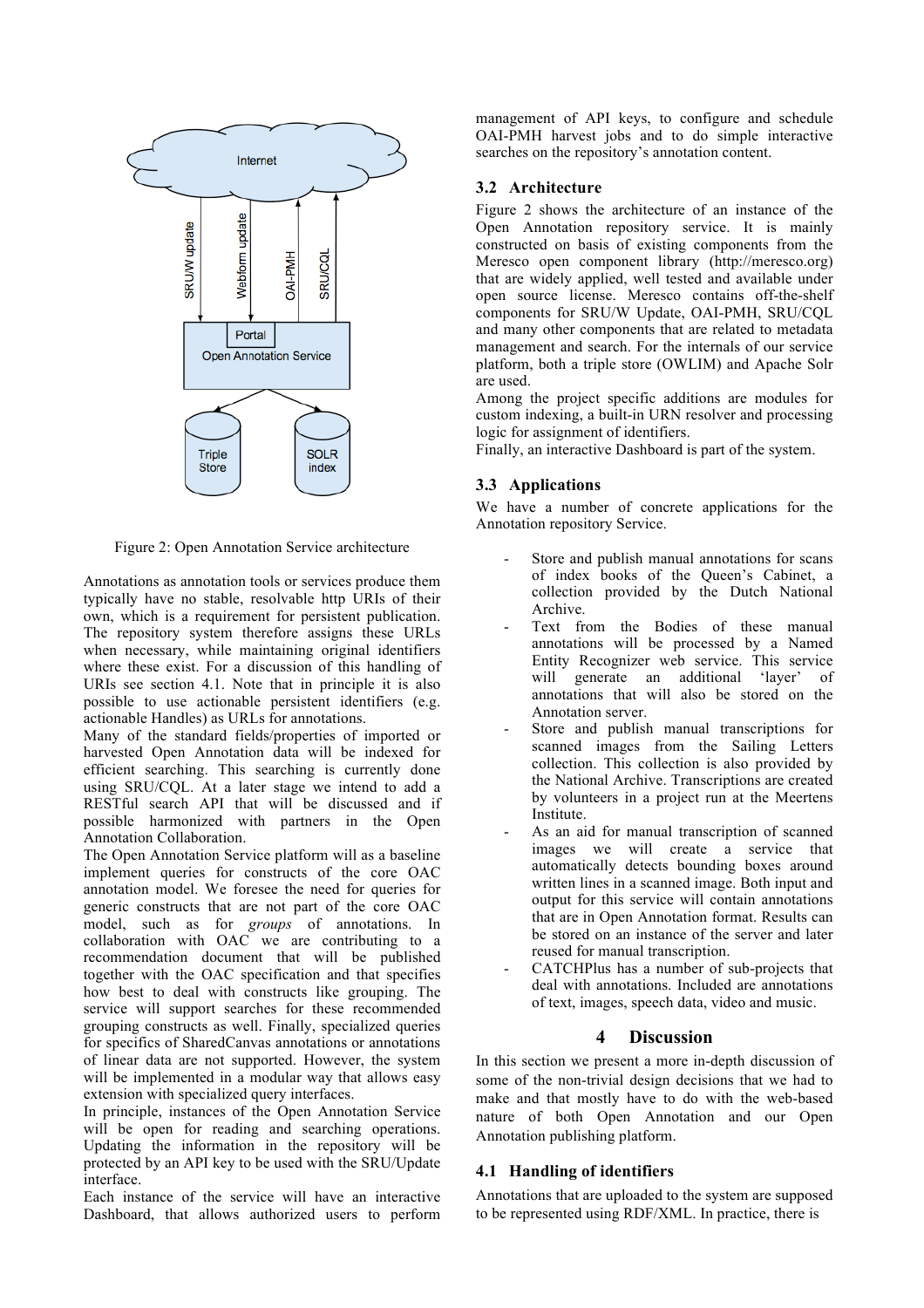Figure 2: Open Annotation Service architecture

Annotations as annotation tools or services produce them typically have no stable, resolvable http URIs of their own, which is a requirement for persistent publication. The repository system therefore assigns these URLs when necessary, while maintaining original identifiers where these exist. For a discussion of this handling of URIs see section 4.1. Note that in principle it is also possible to use actionable persistent identifiers (e.g. actionable Handles) as URLs for annotations.

Many of the standard fields/properties of imported or harvested Open Annotation data will be indexed for efficient searching. This searching is currently done using SRU/CQL. At a later stage we intend to add a RESTful search API that will be discussed and if possible harmonized with partners in the Open Annotation Collaboration.

The Open Annotation Service platform will as a baseline implement queries for constructs of the core OAC annotation model. We foresee the need for queries for generic constructs that are not part of the core OAC model, such as for *groups* of annotations. In collaboration with OAC we are contributing to a recommendation document that will be published together with the OAC specification and that specifies how best to deal with constructs like grouping. The service will support searches for these recommended grouping constructs as well. Finally, specialized queries for specifics of SharedCanvas annotations or annotations of linear data are not supported. However, the system will be implemented in a modular way that allows easy extension with specialized query interfaces.

In principle, instances of the Open Annotation Service will be open for reading and searching operations. Updating the information in the repository will be protected by an API key to be used with the SRU/Update interface.

Each instance of the service will have an interactive Dashboard, that allows authorized users to perform management of API keys, to configure and schedule OAI-PMH harvest jobs and to do simple interactive searches on the repository's annotation content.

### 3.2 Architecture

Figure 2 shows the architecture of an instance of the Open Annotation repository service. It is mainly constructed on basis of existing components from the Meresco open component library (http://meresco.org) that are widely applied, well tested and available under open source license. Meresco contains off-the-shelf components for SRU/W Update, OAI-PMH, SRU/CQL and many other components that are related to metadata management and search. For the internals of our service platform, both a triple store (OWLIM) and Apache Solr are used.

Among the project specific additions are modules for custom indexing, a built-in URN resolver and processing logic for assignment of identifiers.

Finally, an interactive Dashboard is part of the system.

### 3.3 Applications

We have a number of concrete applications for the Annotation repository Service.

- Store and publish manual annotations for scans of index books of the Queen's Cabinet, a collection provided by the Dutch National Archive.
- Text from the Bodies of these manual annotations will be processed by a Named Entity Recognizer web service. This service will generate an additional 'layer' of annotations that will also be stored on the Annotation server.
- Store and publish manual transcriptions for scanned images from the Sailing Letters collection. This collection is also provided by the National Archive. Transcriptions are created by volunteers in a project run at the Meertens Institute.
- As an aid for manual transcription of scanned images we will create a service that automatically detects bounding boxes around written lines in a scanned image. Both input and output for this service will contain annotations that are in Open Annotation format. Results can be stored on an instance of the server and later reused for manual transcription.
- CATCHPlus has a number of sub-projects that deal with annotations. Included are annotations of text, images, speech data, video and music.

## 4 Discussion

In this section we present a more in-depth discussion of some of the non-trivial design decisions that we had to make and that mostly have to do with the web-based nature of both Open Annotation and our Open Annotation publishing platform.

### 4.1 Handling of identifiers

Annotations that are uploaded to the system are supposed to be represented using RDF/XML. In practice, there is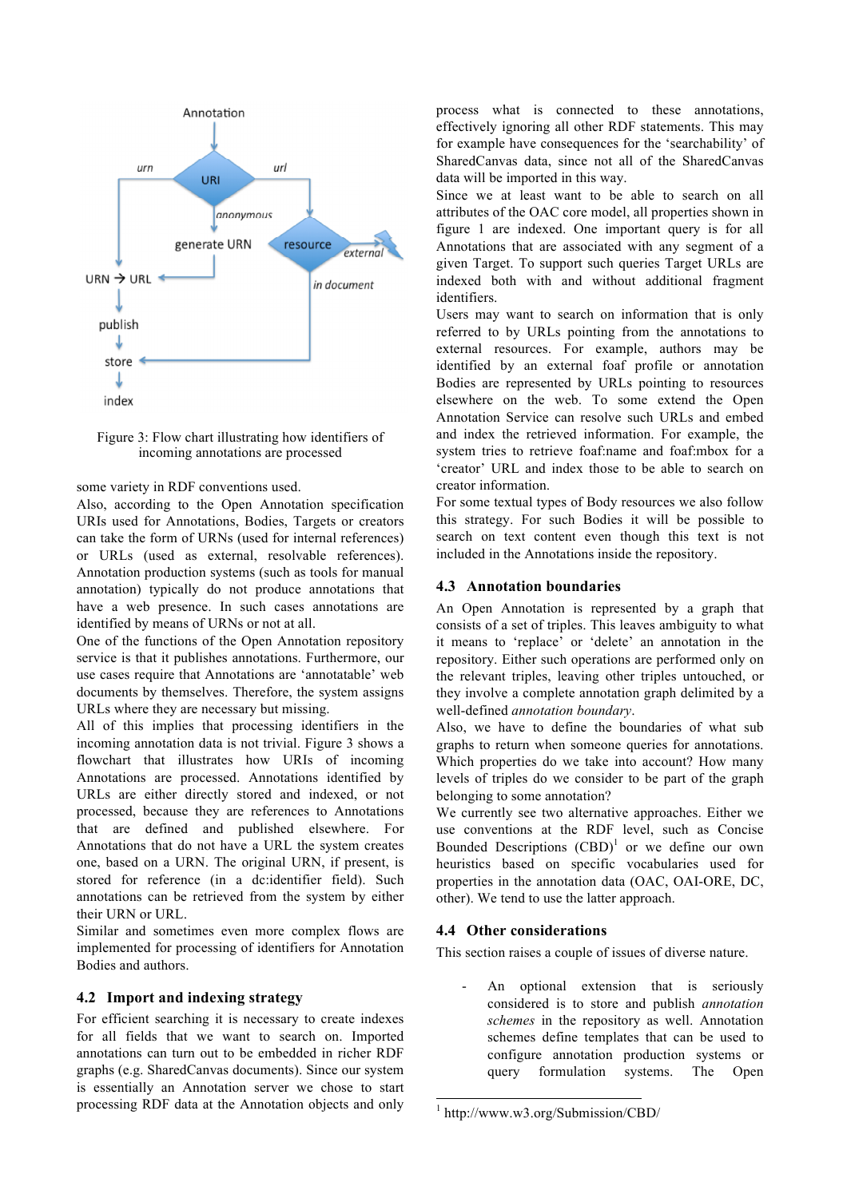Figure 3: Flow chart illustrating how identifiers of incoming annotations are processed

some variety in RDF conventions used.

Also, according to the Open Annotation specification URIs used for Annotations, Bodies, Targets or creators can take the form of URNs (used for internal references) or URLs (used as external, resolvable references). Annotation production systems (such as tools for manual annotation) typically do not produce annotations that have a web presence. In such cases annotations are identified by means of URNs or not at all.

One of the functions of the Open Annotation repository service is that it publishes annotations. Furthermore, our use cases require that Annotations are 'annotatable' web documents by themselves. Therefore, the system assigns URLs where they are necessary but missing.

All of this implies that processing identifiers in the incoming annotation data is not trivial. Figure 3 shows a flowchart that illustrates how URIs of incoming Annotations are processed. Annotations identified by URLs are either directly stored and indexed, or not processed, because they are references to Annotations that are defined and published elsewhere. For Annotations that do not have a URL the system creates one, based on a URN. The original URN, if present, is stored for reference (in a dc:identifier field). Such annotations can be retrieved from the system by either their URN or URL.

Similar and sometimes even more complex flows are implemented for processing of identifiers for Annotation Bodies and authors.

### 4.2 Import and indexing strategy

For efficient searching it is necessary to create indexes for all fields that we want to search on. Imported annotations can turn out to be embedded in richer RDF graphs (e.g. SharedCanvas documents). Since our system is essentially an Annotation server we chose to start processing RDF data at the Annotation objects and only process what is connected to these annotations, effectively ignoring all other RDF statements. This may for example have consequences for the 'searchability' of SharedCanvas data, since not all of the SharedCanvas data will be imported in this way.

Since we at least want to be able to search on all attributes of the OAC core model, all properties shown in figure 1 are indexed. One important query is for all Annotations that are associated with any segment of a given Target. To support such queries Target URLs are indexed both with and without additional fragment identifiers.

Users may want to search on information that is only referred to by URLs pointing from the annotations to external resources. For example, authors may be identified by an external foaf profile or annotation Bodies are represented by URLs pointing to resources elsewhere on the web. To some extend the Open Annotation Service can resolve such URLs and embed and index the retrieved information. For example, the system tries to retrieve foaf:name and foaf:mbox for a 'creator' URL and index those to be able to search on creator information.

For some textual types of Body resources we also follow this strategy. For such Bodies it will be possible to search on text content even though this text is not included in the Annotations inside the repository.

### 4.3 Annotation boundaries

An Open Annotation is represented by a graph that consists of a set of triples. This leaves ambiguity to what it means to 'replace' or 'delete' an annotation in the repository. Either such operations are performed only on the relevant triples, leaving other triples untouched, or they involve a complete annotation graph delimited by a well-defined *annotation boundary*.

Also, we have to define the boundaries of what sub graphs to return when someone queries for annotations. Which properties do we take into account? How many levels of triples do we consider to be part of the graph belonging to some annotation?

We currently see two alternative approaches. Either we use conventions at the RDF level, such as Concise Bounded Descriptions (CBD)[1] or we define our own heuristics based on specific vocabularies used for properties in the annotation data (OAC, OAI-ORE, DC, other). We tend to use the latter approach.

### 4.4 Other considerations

This section raises a couple of issues of diverse nature.

- An optional extension that is seriously considered is to store and publish *annotation schemes* in the repository as well. Annotation schemes define templates that can be used to configure annotation production systems or query formulation systems. The Open

[1] http://www.w3.org/Submission/CBD/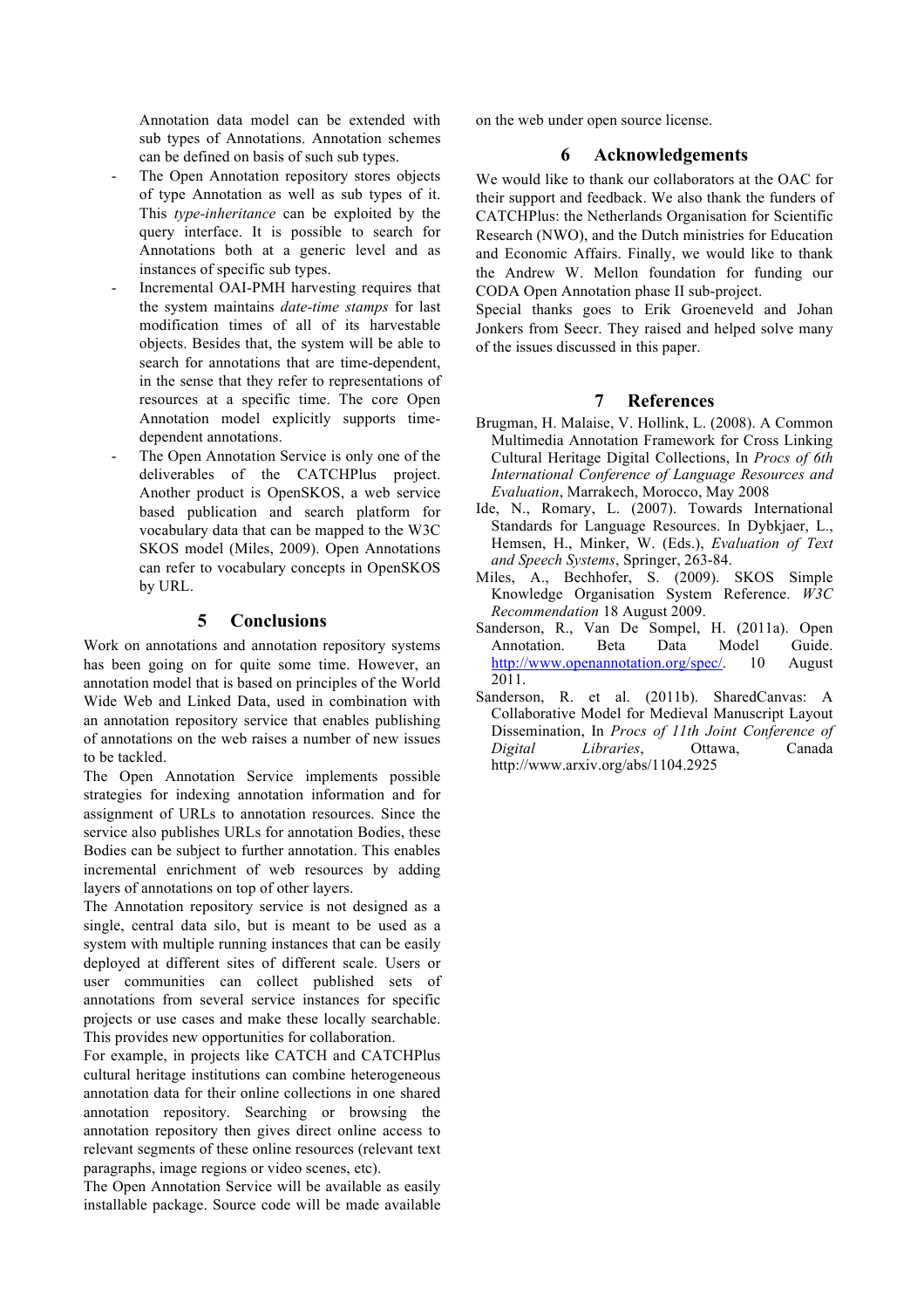Annotation data model can be extended with sub types of Annotations. Annotation schemes can be defined on basis of such sub types.

- The Open Annotation repository stores objects of type Annotation as well as sub types of it. This *type-inheritance* can be exploited by the query interface. It is possible to search for Annotations both at a generic level and as instances of specific sub types.
- Incremental OAI-PMH harvesting requires that the system maintains *date-time stamps* for last modification times of all of its harvestable objects. Besides that, the system will be able to search for annotations that are time-dependent, in the sense that they refer to representations of resources at a specific time. The core Open Annotation model explicitly supports time-dependent annotations.
- The Open Annotation Service is only one of the deliverables of the CATCHPlus project. Another product is OpenSKOS, a web service based publication and search platform for vocabulary data that can be mapped to the W3C SKOS model (Miles, 2009). Open Annotations can refer to vocabulary concepts in OpenSKOS by URL.

## 5 Conclusions

Work on annotations and annotation repository systems has been going on for quite some time. However, an annotation model that is based on principles of the World Wide Web and Linked Data, used in combination with an annotation repository service that enables publishing of annotations on the web raises a number of new issues to be tackled.

The Open Annotation Service implements possible strategies for indexing annotation information and for assignment of URLs to annotation resources. Since the service also publishes URLs for annotation Bodies, these Bodies can be subject to further annotation. This enables incremental enrichment of web resources by adding layers of annotations on top of other layers.

The Annotation repository service is not designed as a single, central data silo, but is meant to be used as a system with multiple running instances that can be easily deployed at different sites of different scale. Users or user communities can collect published sets of annotations from several service instances for specific projects or use cases and make these locally searchable. This provides new opportunities for collaboration.

For example, in projects like CATCH and CATCHPlus cultural heritage institutions can combine heterogeneous annotation data for their online collections in one shared annotation repository. Searching or browsing the annotation repository then gives direct online access to relevant segments of these online resources (relevant text paragraphs, image regions or video scenes, etc).

The Open Annotation Service will be available as easily installable package. Source code will be made available on the web under open source license.

## 6 Acknowledgements

We would like to thank our collaborators at the OAC for their support and feedback. We also thank the funders of CATCHPlus: the Netherlands Organisation for Scientific Research (NWO), and the Dutch ministries for Education and Economic Affairs. Finally, we would like to thank the Andrew W. Mellon foundation for funding our CODA Open Annotation phase II sub-project.

Special thanks goes to Erik Groeneveld and Johan Jonkers from Seecr. They raised and helped solve many of the issues discussed in this paper.

## 7 References

Brugman, H. Malaise, V. Hollink, L. (2008). A Common Multimedia Annotation Framework for Cross Linking Cultural Heritage Digital Collections, In *Procs of 6th International Conference of Language Resources and Evaluation*, Marrakech, Morocco, May 2008

Ide, N., Romary, L. (2007). Towards International Standards for Language Resources. In Dybkjaer, L., Hemsen, H., Minker, W. (Eds.), *Evaluation of Text and Speech Systems*, Springer, 263-84.

Miles, A., Bechhofer, S. (2009). SKOS Simple Knowledge Organisation System Reference. *W3C Recommendation* 18 August 2009.

Sanderson, R., Van De Sompel, H. (2011a). Open Annotation. Beta Data Model Guide. http://www.openannotation.org/spec/. 10 August 2011.

Sanderson, R. et al. (2011b). SharedCanvas: A Collaborative Model for Medieval Manuscript Layout Dissemination, In *Procs of 11th Joint Conference of Digital Libraries*, Ottawa, Canada http://www.arxiv.org/abs/1104.2925